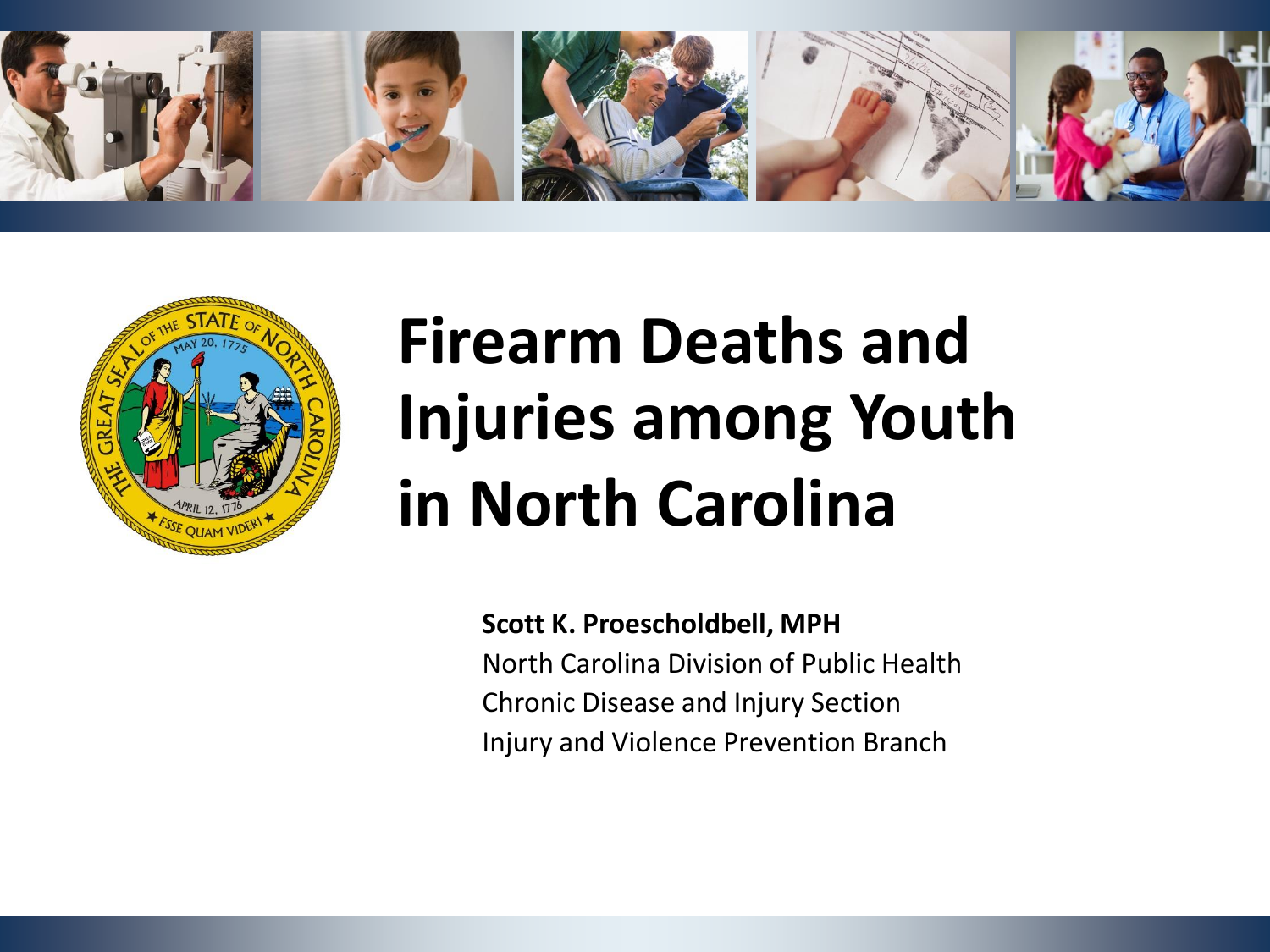# Firearm Deaths and Injuries among Youth in North Carolina

**Scott K. Proescholdbell, MPH**
North Carolina Division of Public Health
Chronic Disease and Injury Section
Injury and Violence Prevention Branch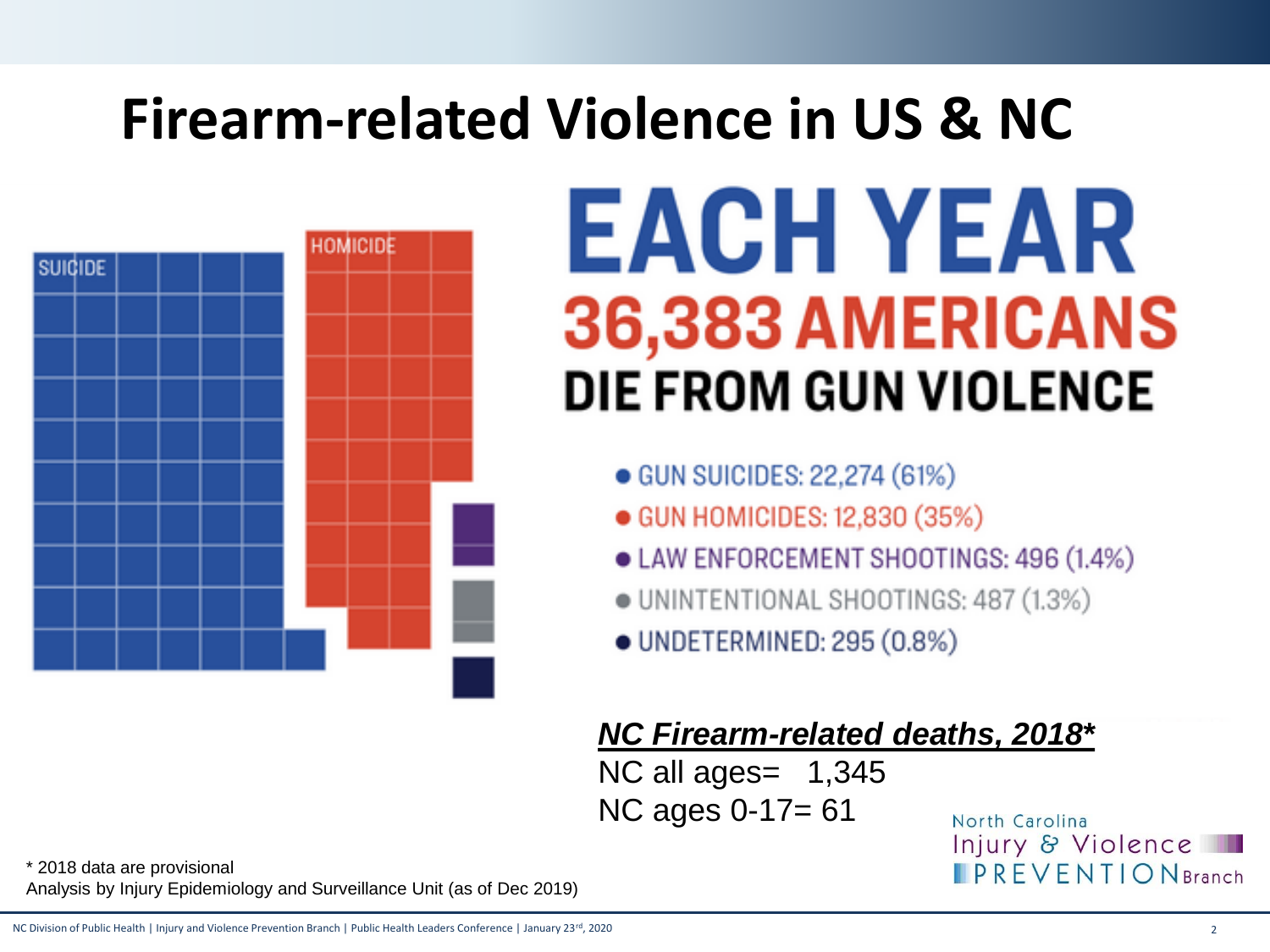# Firearm-related Violence in US & NC

SUICIDE

HOMICIDE

**EACH YEAR**
**36,383 AMERICANS**
**DIE FROM GUN VIOLENCE**

- GUN SUICIDES: 22,274 (61%)
- GUN HOMICIDES: 12,830 (35%)
- LAW ENFORCEMENT SHOOTINGS: 496 (1.4%)
- UNINTENTIONAL SHOOTINGS: 487 (1.3%)
- UNDETERMINED: 295 (0.8%)

***NC Firearm-related deaths, 2018****

NC all ages= 1,345
NC ages 0-17= 61

North Carolina Injury & Violence PREVENTION Branch

\* 2018 data are provisional
Analysis by Injury Epidemiology and Surveillance Unit (as of Dec 2019)

NC Division of Public Health | Injury and Violence Prevention Branch | Public Health Leaders Conference | January 23rd, 2020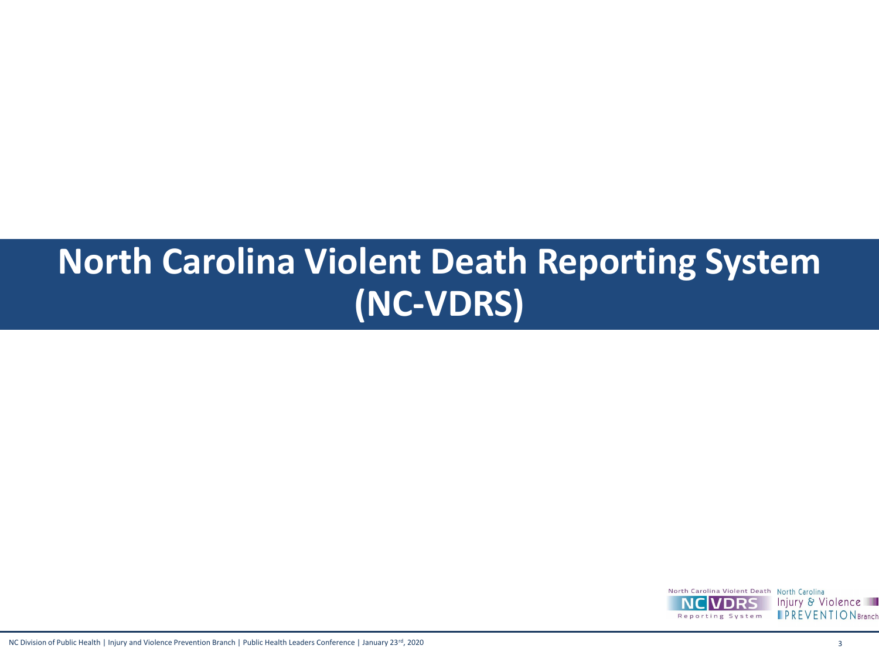# North Carolina Violent Death Reporting System (NC-VDRS)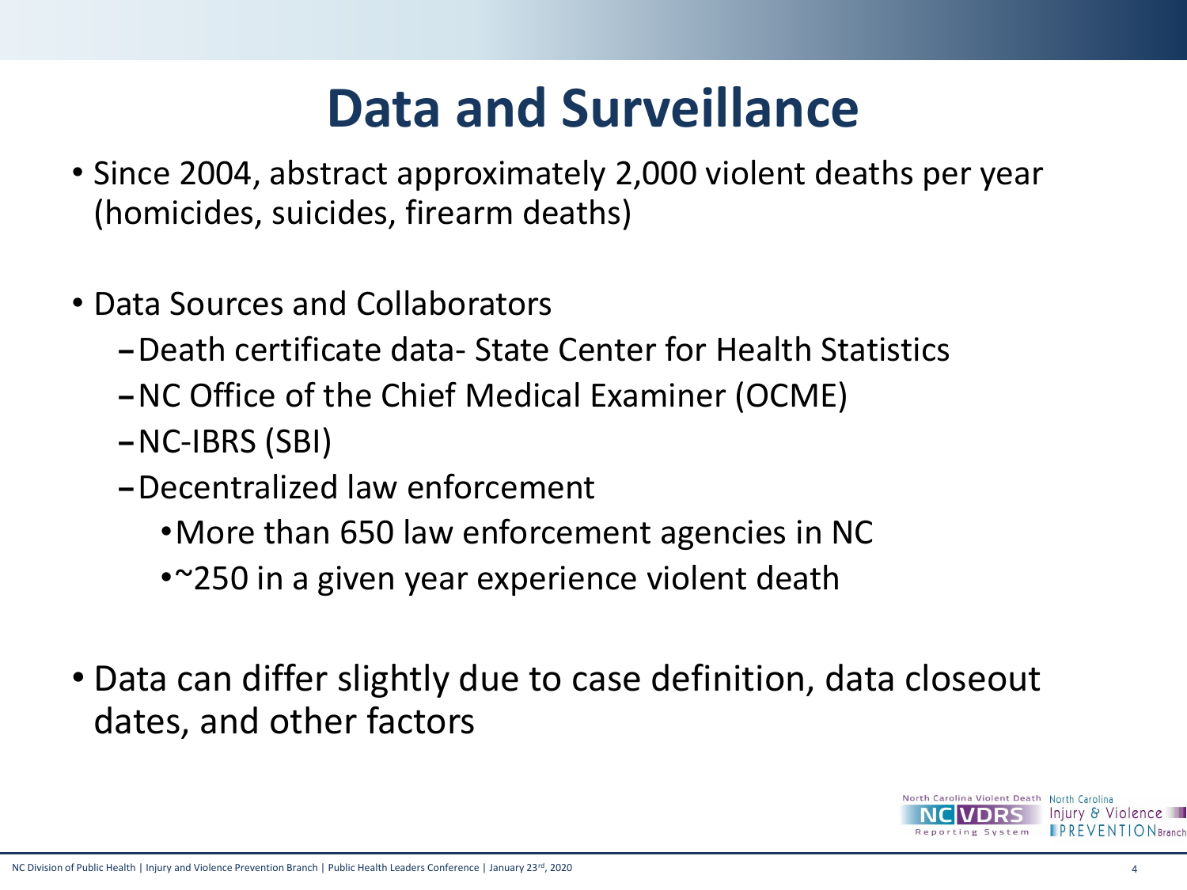# Data and Surveillance

- Since 2004, abstract approximately 2,000 violent deaths per year (homicides, suicides, firearm deaths)

- Data Sources and Collaborators
  - Death certificate data- State Center for Health Statistics
  - NC Office of the Chief Medical Examiner (OCME)
  - NC-IBRS (SBI)
  - Decentralized law enforcement
    - More than 650 law enforcement agencies in NC
    - ~250 in a given year experience violent death

- Data can differ slightly due to case definition, data closeout dates, and other factors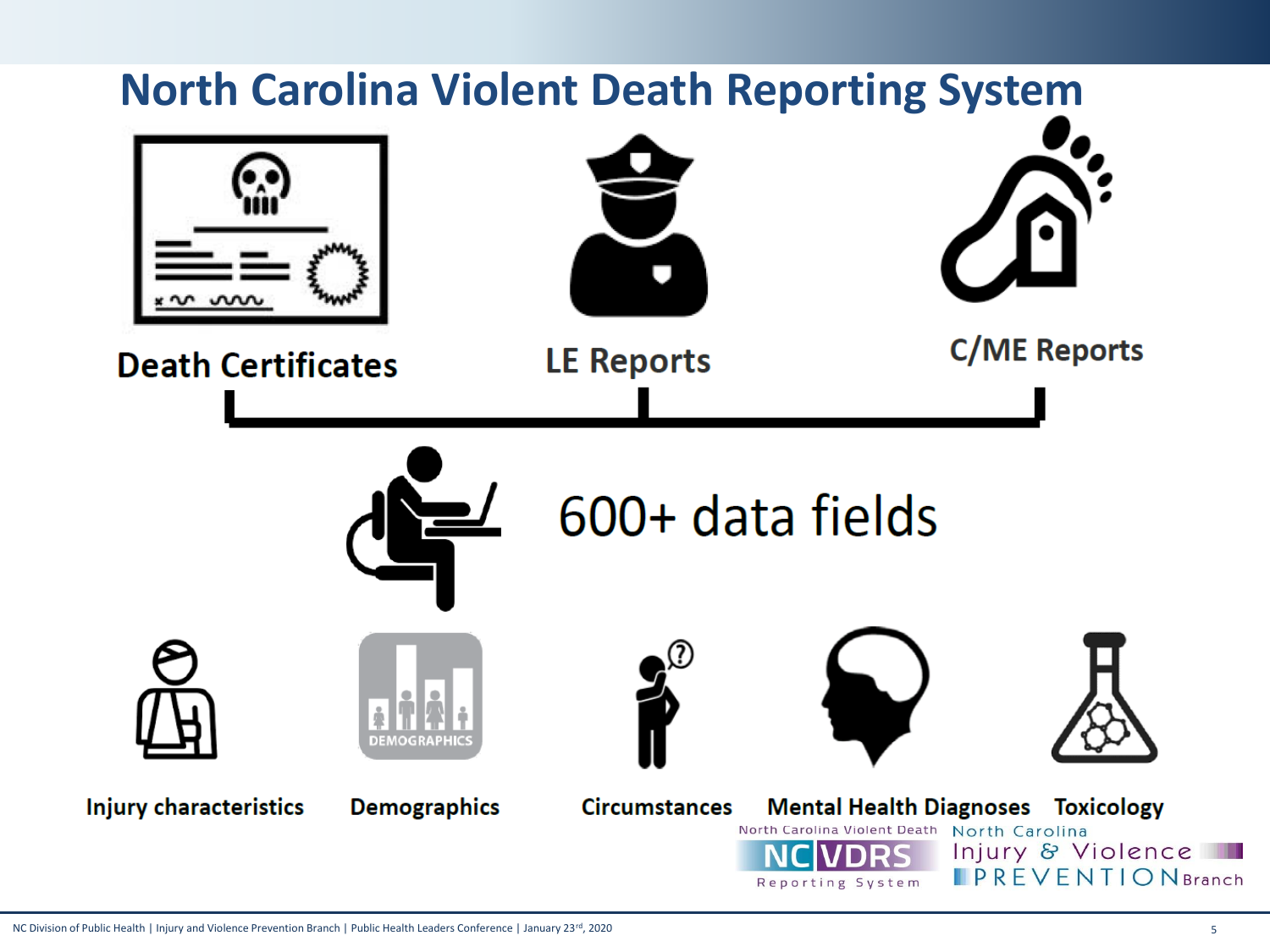# North Carolina Violent Death Reporting System

Death Certificates

LE Reports

C/ME Reports

600+ data fields

Injury characteristics

Demographics

Circumstances

Mental Health Diagnoses

Toxicology

North Carolina Violent Death NC VDRS Reporting System

North Carolina Injury & Violence PREVENTION Branch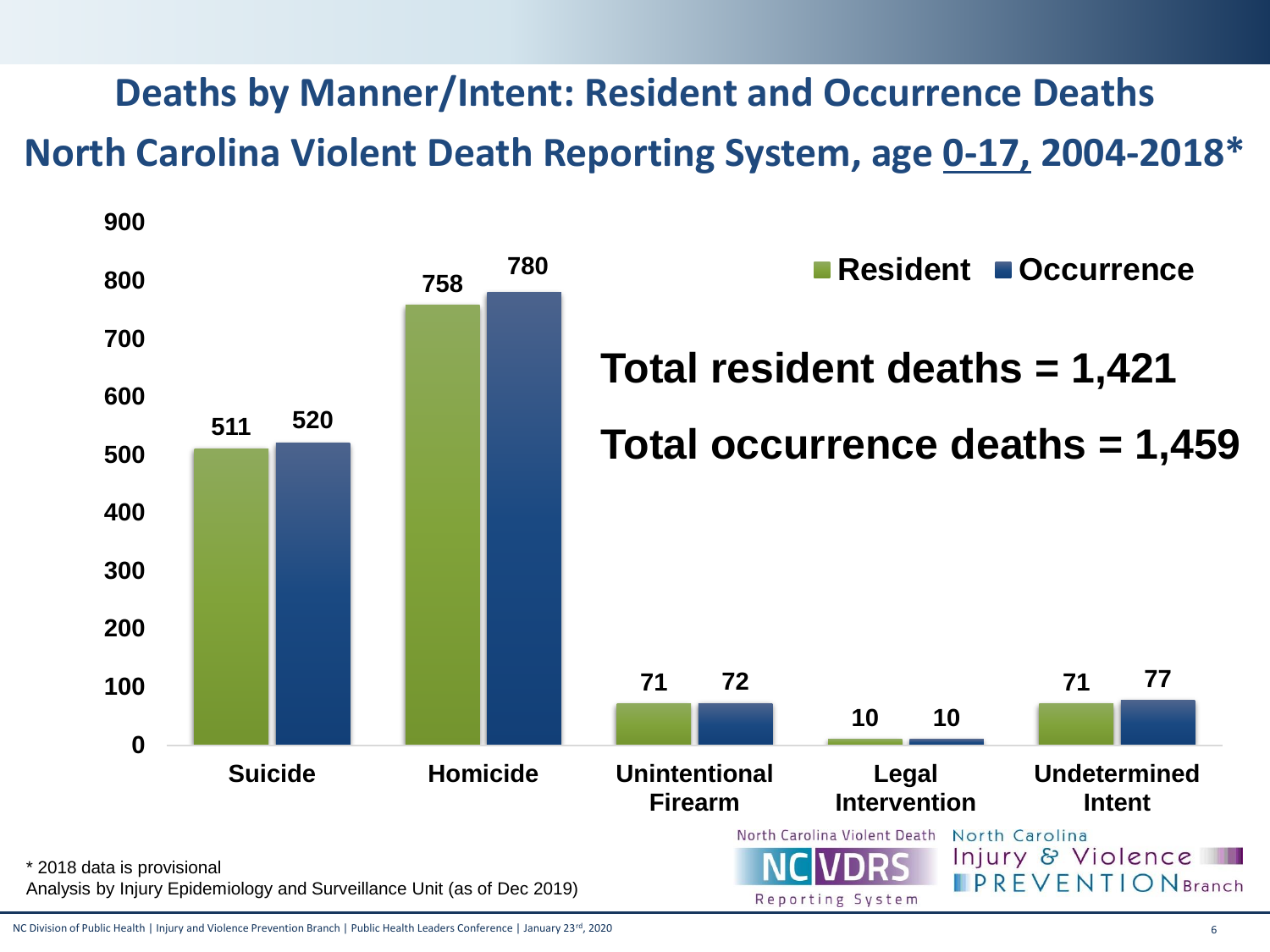# Deaths by Manner/Intent: Resident and Occurrence Deaths

## North Carolina Violent Death Reporting System, age 0-17, 2004-2018*

| Manner/Intent | Resident | Occurrence |
| --- | --- | --- |
| Suicide | 511 | 520 |
| Homicide | 758 | 780 |
| Unintentional Firearm | 71 | 72 |
| Legal Intervention | 10 | 10 |
| Undetermined Intent | 71 | 77 |

**Total resident deaths = 1,421**

**Total occurrence deaths = 1,459**

\* 2018 data is provisional

Analysis by Injury Epidemiology and Surveillance Unit (as of Dec 2019)

North Carolina Violent Death Reporting System (NC VDRS)

North Carolina Injury & Violence Prevention Branch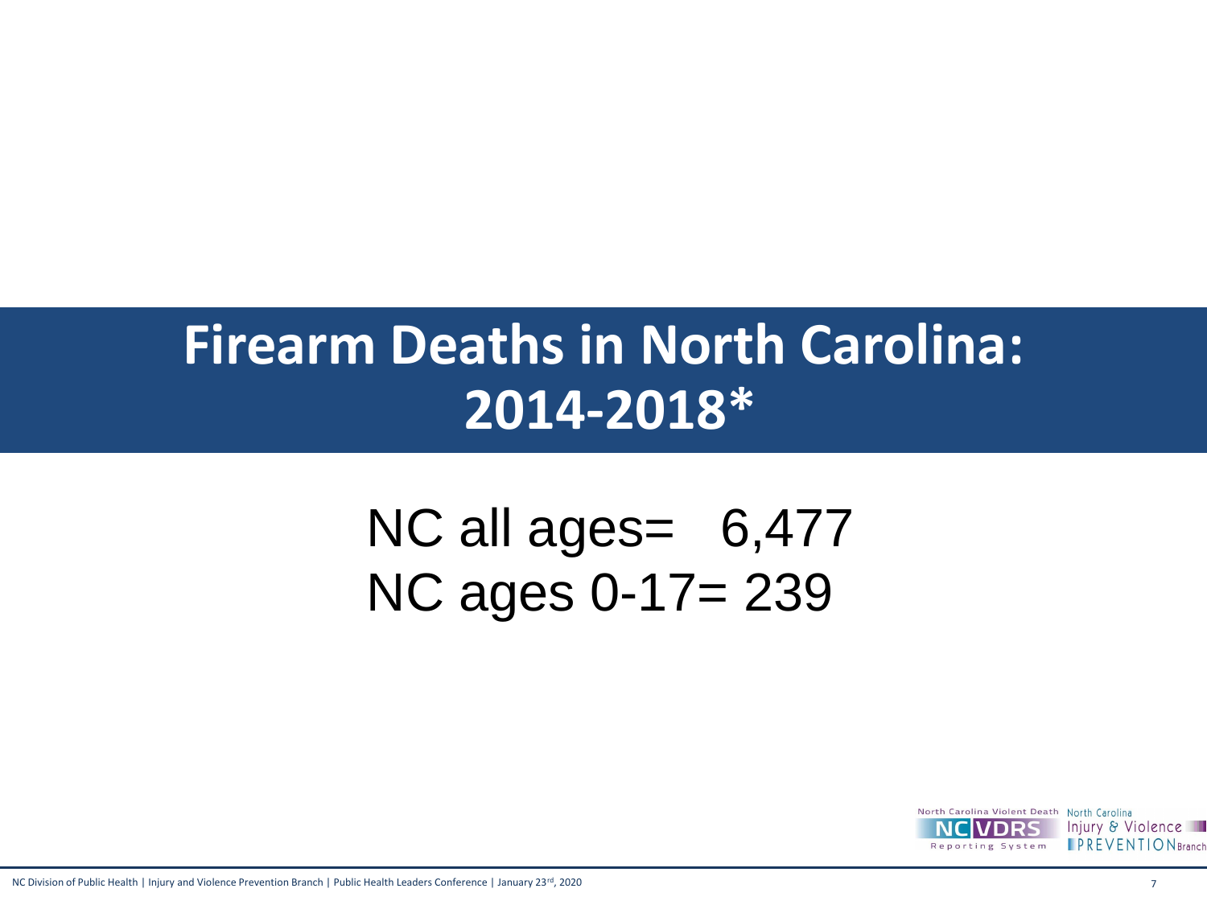# Firearm Deaths in North Carolina: 2014-2018*

NC all ages= 6,477

NC ages 0-17= 239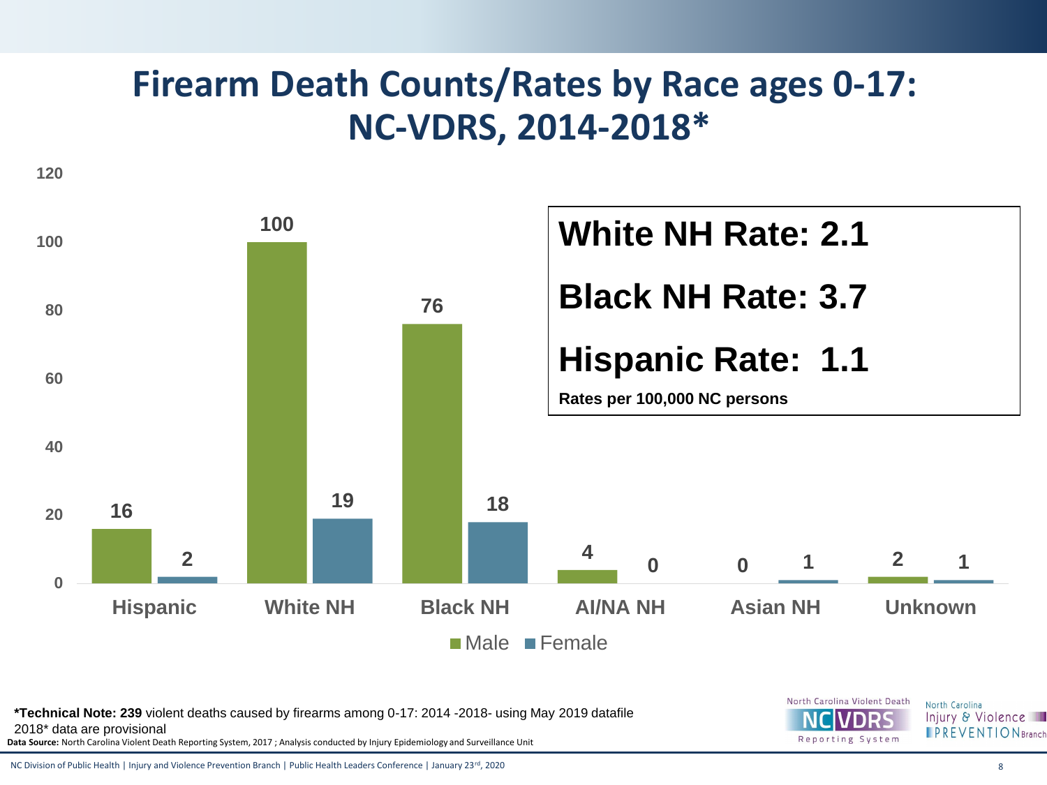# Firearm Death Counts/Rates by Race ages 0-17: NC-VDRS, 2014-2018*

| Race | Male | Female |
| --- | --- | --- |
| Hispanic | 16 | 2 |
| White NH | 100 | 19 |
| Black NH | 76 | 18 |
| AI/NA NH | 4 | 0 |
| Asian NH | 0 | 1 |
| Unknown | 2 | 1 |

**White NH Rate: 2.1**

**Black NH Rate: 3.7**

**Hispanic Rate: 1.1**

**Rates per 100,000 NC persons**

***Technical Note: 239** violent deaths caused by firearms among 0-17: 2014 -2018- using May 2019 datafile
2018* data are provisional

**Data Source:** North Carolina Violent Death Reporting System, 2017 ; Analysis conducted by Injury Epidemiology and Surveillance Unit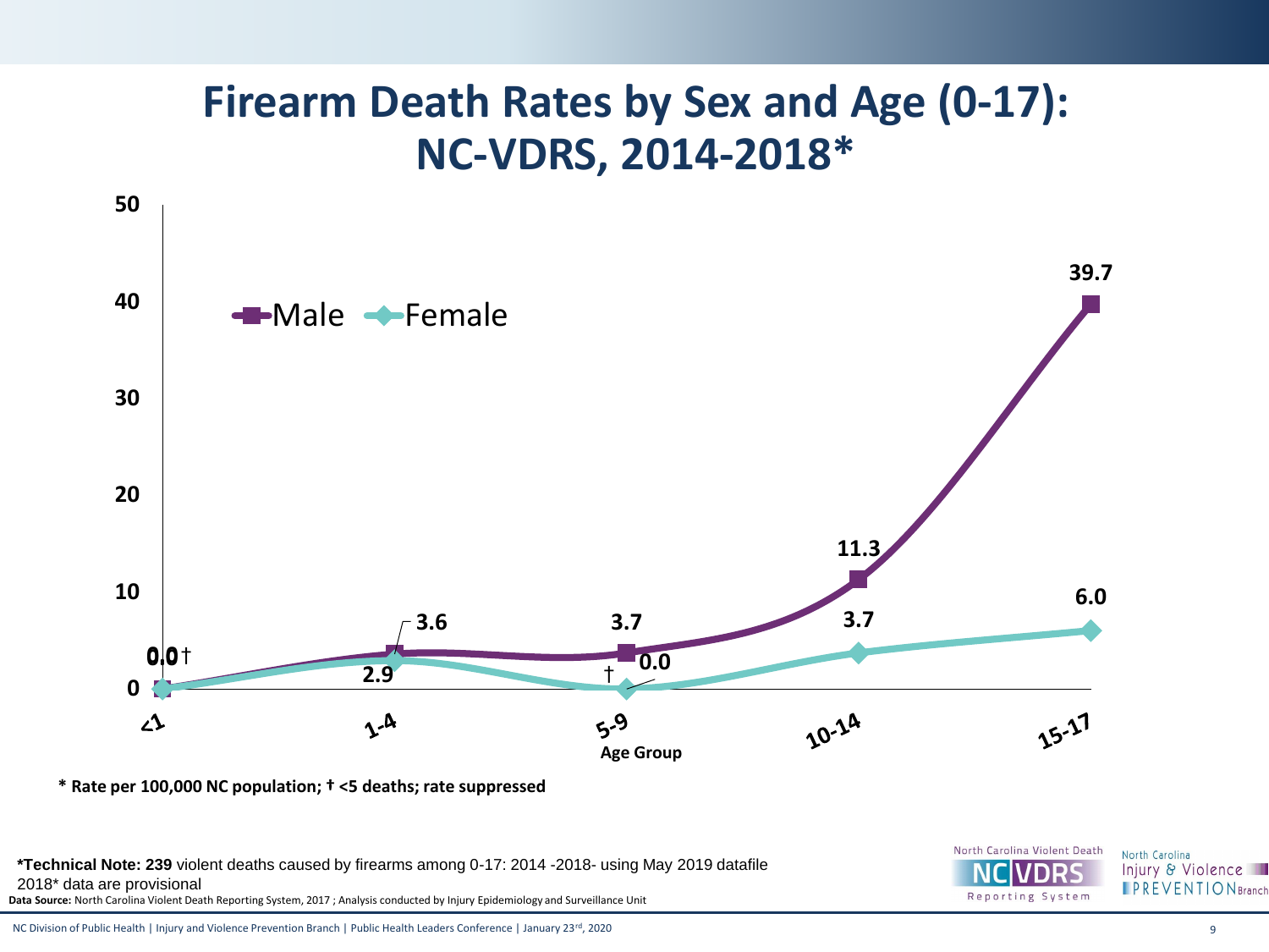# Firearm Death Rates by Sex and Age (0-17): NC-VDRS, 2014-2018*

| Age Group | Male | Female |
|---|---|---|
| <1 | 0.0† | 0.0† |
| 1-4 | 3.6 | 2.9 |
| 5-9 | 3.7 | 0.0† |
| 10-14 | 11.3 | 3.7 |
| 15-17 | 39.7 | 6.0 |

**\* Rate per 100,000 NC population; † <5 deaths; rate suppressed**

**\*Technical Note: 239** violent deaths caused by firearms among 0-17: 2014 -2018- using May 2019 datafile
2018* data are provisional

**Data Source:** North Carolina Violent Death Reporting System, 2017 ; Analysis conducted by Injury Epidemiology and Surveillance Unit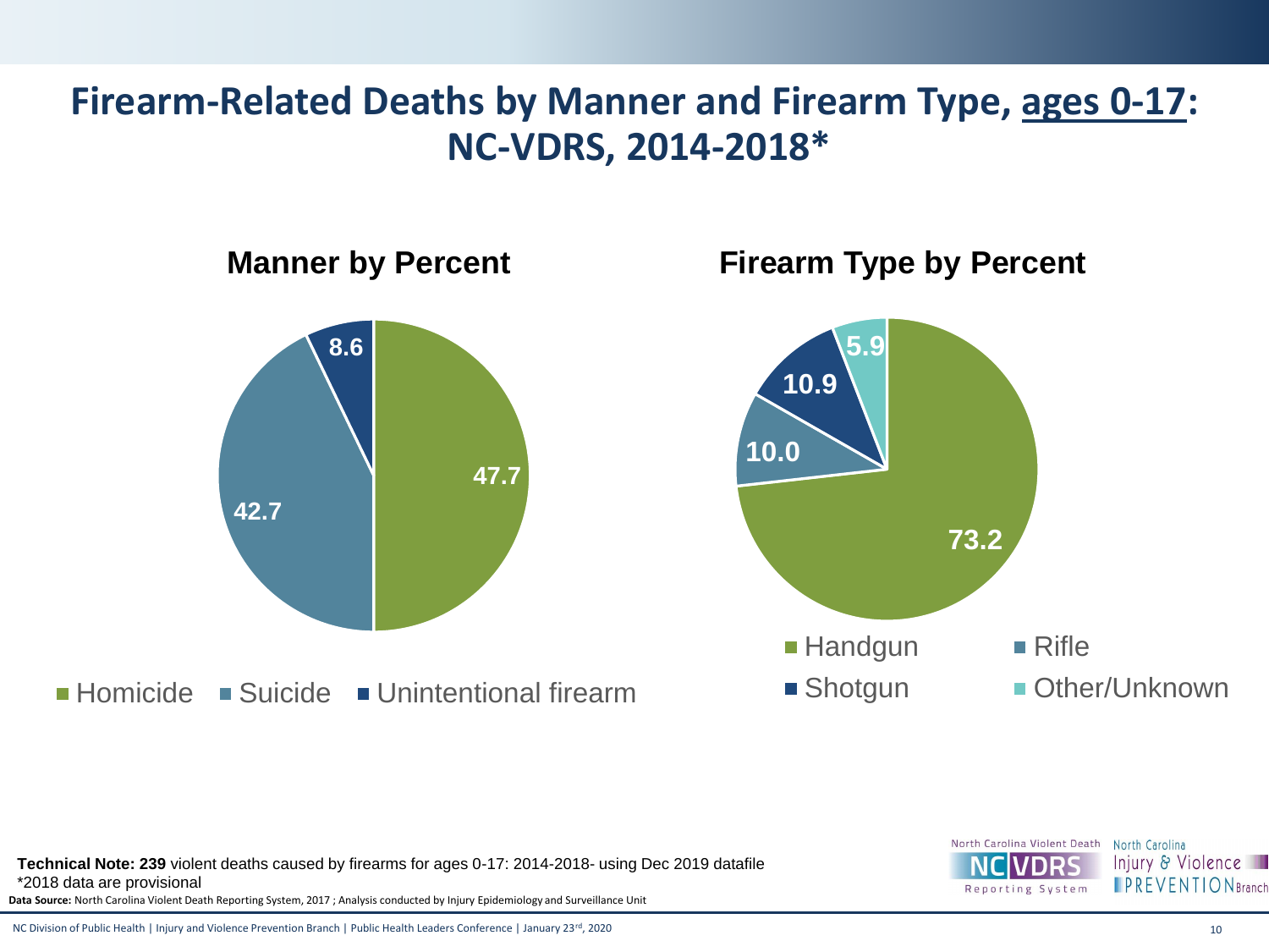# Firearm-Related Deaths by Manner and Firearm Type, ages 0-17: NC-VDRS, 2014-2018*

## Manner by Percent

| Manner | Percent |
|---|---|
| Homicide | 47.7 |
| Suicide | 42.7 |
| Unintentional firearm | 8.6 |

## Firearm Type by Percent

| Firearm Type | Percent |
|---|---|
| Handgun | 73.2 |
| Rifle | 10.0 |
| Shotgun | 10.9 |
| Other/Unknown | 5.9 |

**Technical Note: 239** violent deaths caused by firearms for ages 0-17: 2014-2018- using Dec 2019 datafile
*2018 data are provisional

**Data Source:** North Carolina Violent Death Reporting System, 2017 ; Analysis conducted by Injury Epidemiology and Surveillance Unit

North Carolina Violent Death NC VDRS Reporting System

North Carolina Injury & Violence PREVENTION Branch

NC Division of Public Health | Injury and Violence Prevention Branch | Public Health Leaders Conference | January 23rd, 2020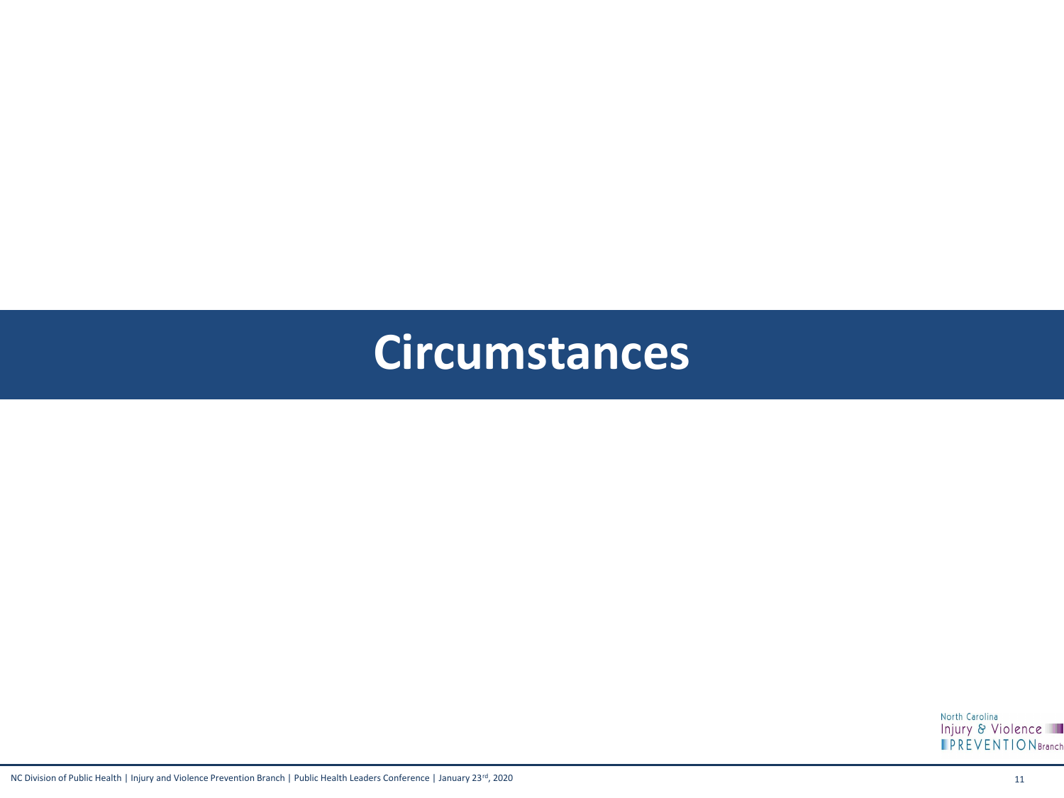# Circumstances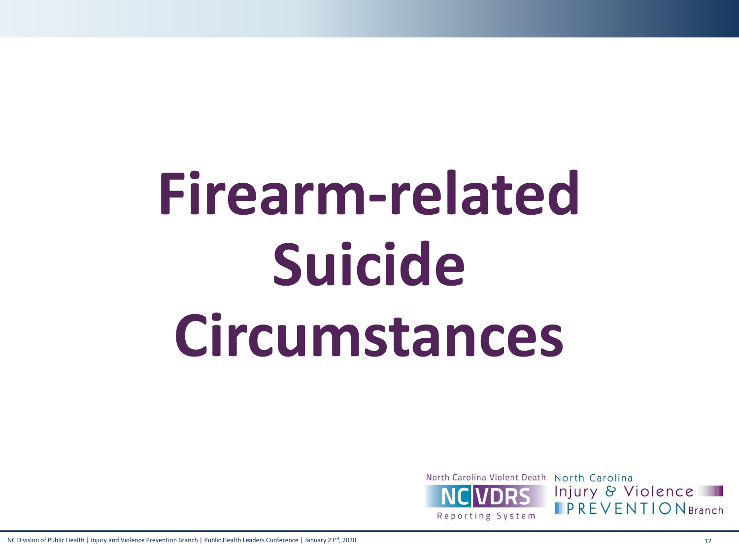# Firearm-related Suicide Circumstances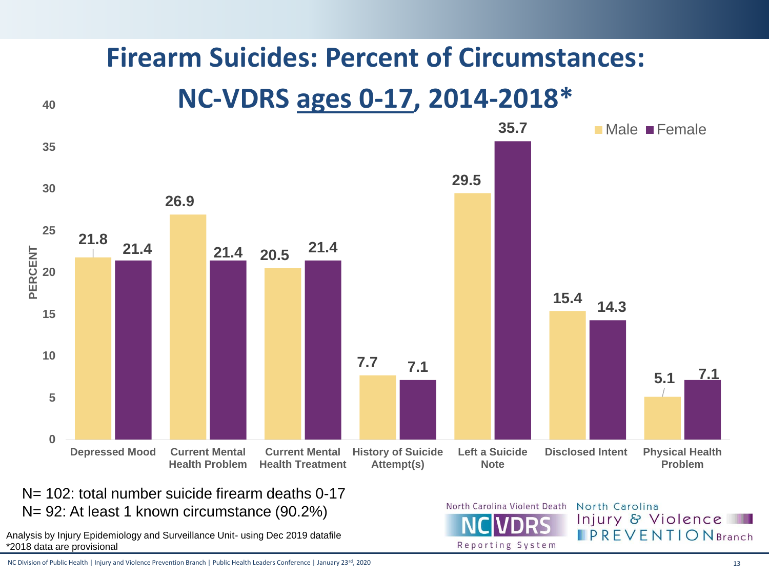# Firearm Suicides: Percent of Circumstances: NC-VDRS ages 0-17, 2014-2018*

| Circumstance | Male | Female |
|---|---|---|
| Depressed Mood | 21.8 | 21.4 |
| Current Mental Health Problem | 26.9 | 21.4 |
| Current Mental Health Treatment | 20.5 | 21.4 |
| History of Suicide Attempt(s) | 7.7 | 7.1 |
| Left a Suicide Note | 29.5 | 35.7 |
| Disclosed Intent | 15.4 | 14.3 |
| Physical Health Problem | 5.1 | 7.1 |

N= 102: total number suicide firearm deaths 0-17

N= 92: At least 1 known circumstance (90.2%)

Analysis by Injury Epidemiology and Surveillance Unit- using Dec 2019 datafile

*2018 data are provisional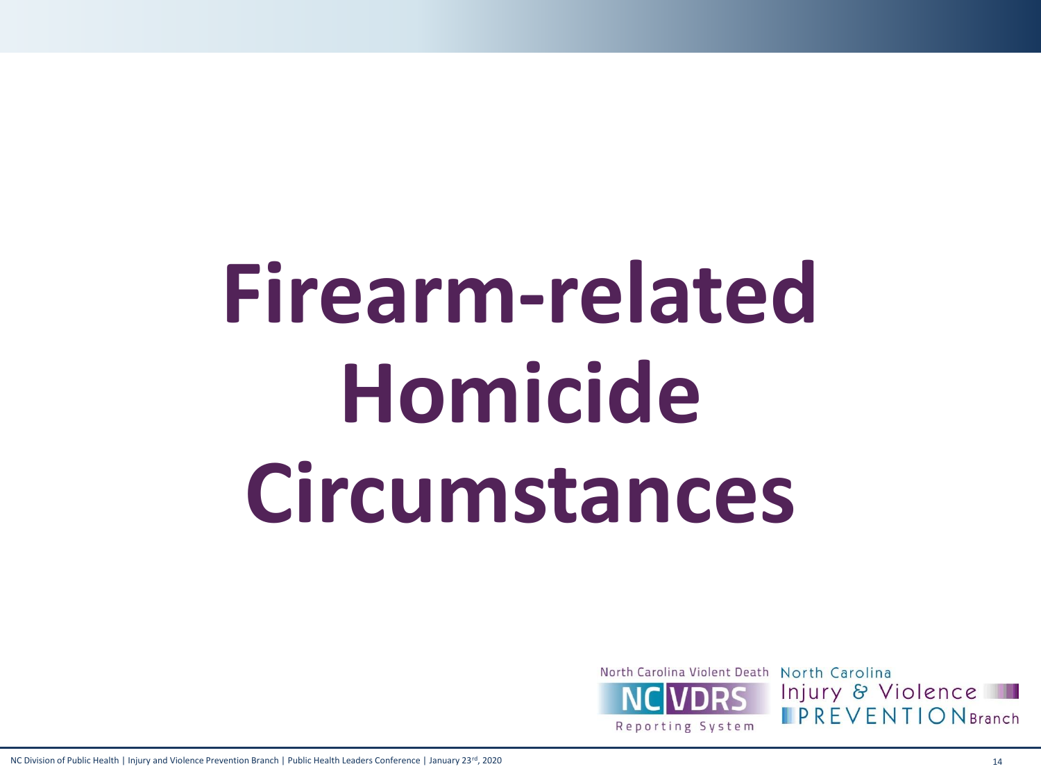# Firearm-related Homicide Circumstances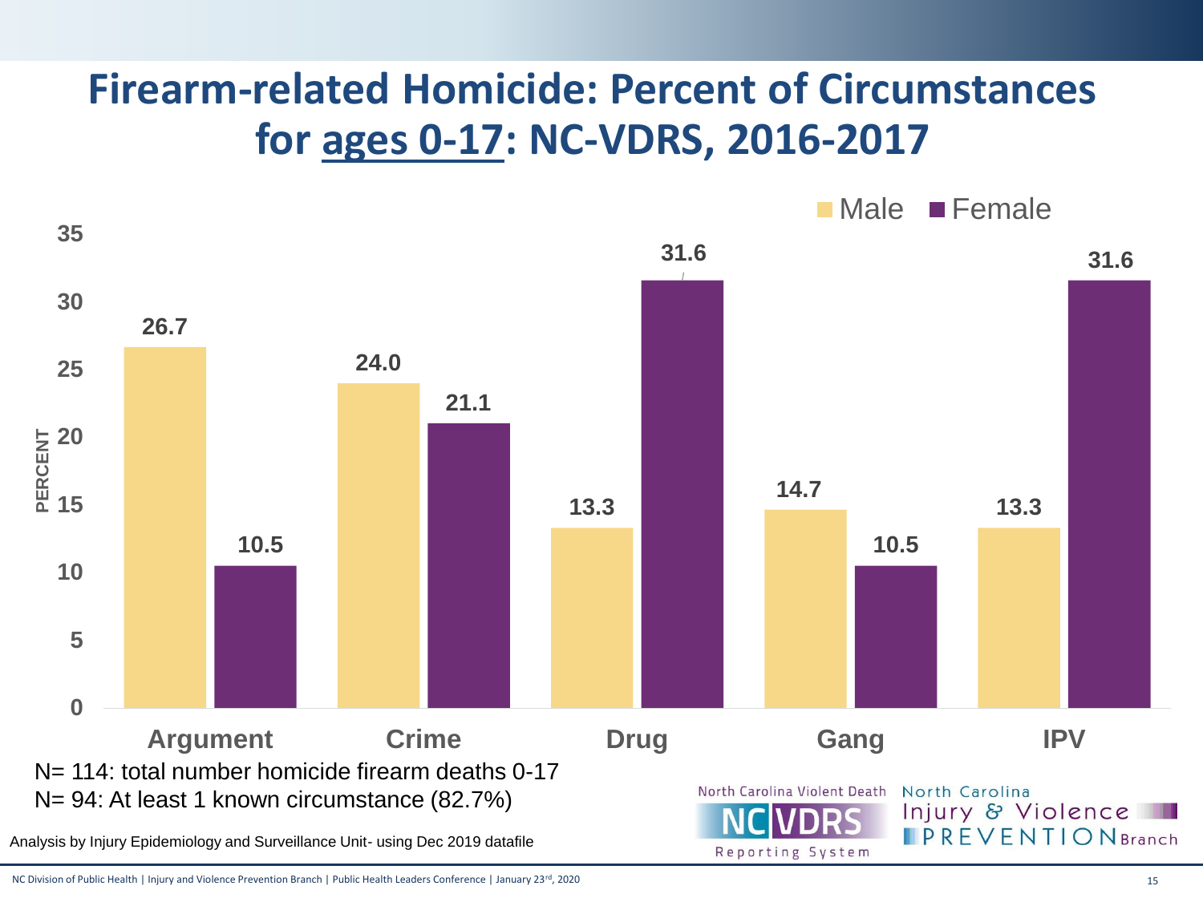# Firearm-related Homicide: Percent of Circumstances for ages 0-17: NC-VDRS, 2016-2017

| Circumstance | Male | Female |
|---|---|---|
| Argument | 26.7 | 10.5 |
| Crime | 24.0 | 21.1 |
| Drug | 13.3 | 31.6 |
| Gang | 14.7 | 10.5 |
| IPV | 13.3 | 31.6 |

N= 114: total number homicide firearm deaths 0-17

N= 94: At least 1 known circumstance (82.7%)

Analysis by Injury Epidemiology and Surveillance Unit- using Dec 2019 datafile

North Carolina Violent Death Reporting System (NC VDRS)

North Carolina Injury & Violence PREVENTION Branch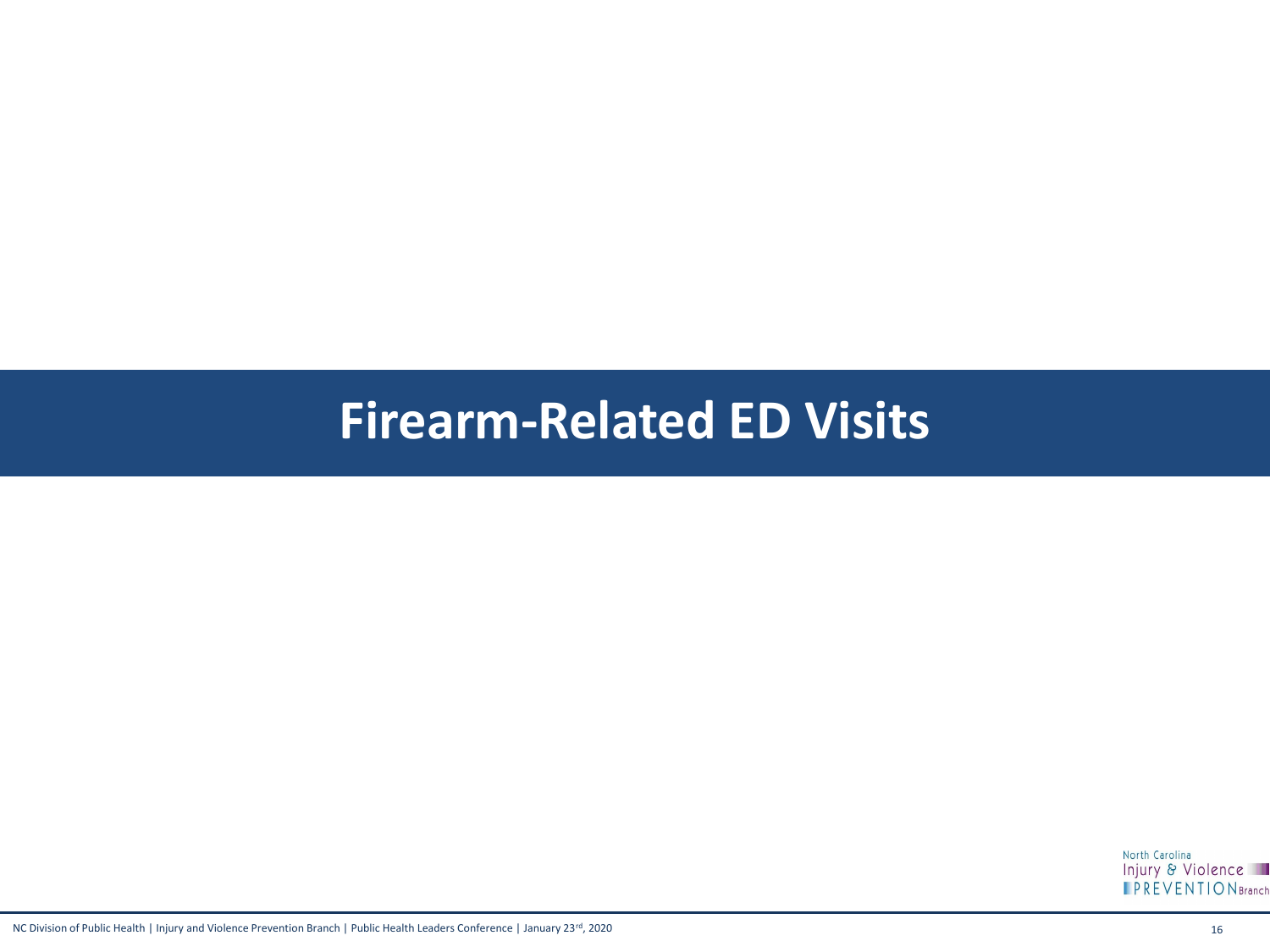# Firearm-Related ED Visits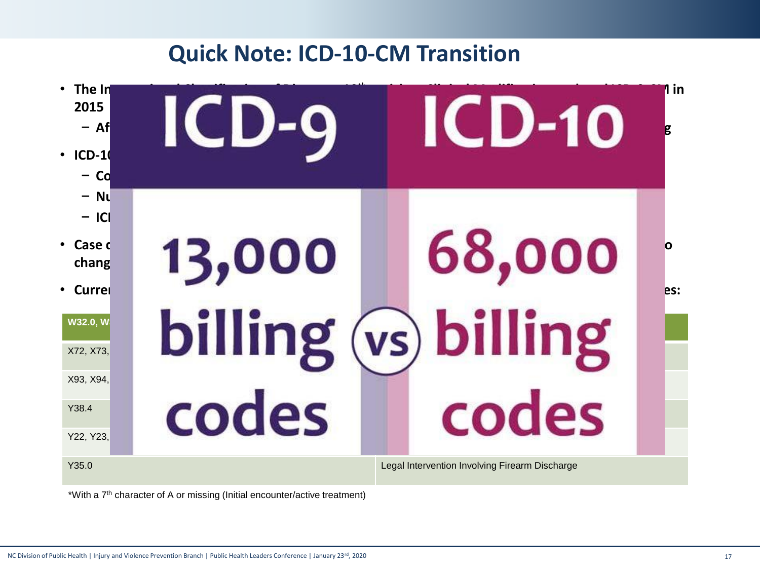# Quick Note: ICD-10-CM Transition

- **The In... 2015** ...M in
  - **Af...** ...g
- **ICD-1...**
  - **Co...**
  - **Nu...**
  - **ICI...**
- **Case c... chang...** ...o
- **Curre...** ...es:

ICD-9 | ICD-10

13,000 billing codes vs 68,000 billing codes

| W32.0, W... | |
|---|---|
| X72, X73, ... | |
| X93, X94, ... | |
| Y38.4 | |
| Y22, Y23, ... | |
| Y35.0 | Legal Intervention Involving Firearm Discharge |

*With a 7th character of A or missing (Initial encounter/active treatment)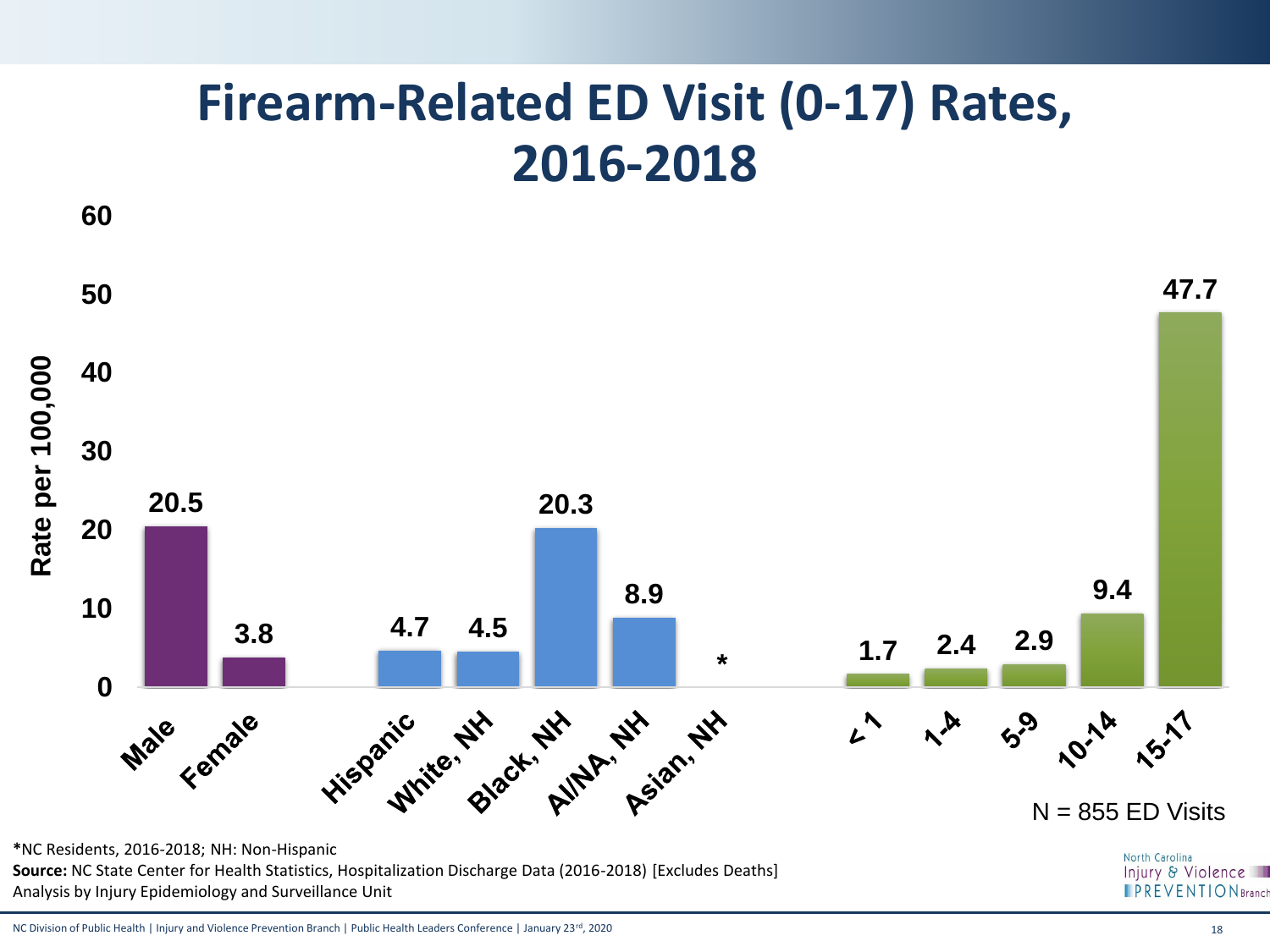# Firearm-Related ED Visit (0-17) Rates, 2016-2018

| Group | Rate per 100,000 |
|---|---|
| Male | 20.5 |
| Female | 3.8 |
| Hispanic | 4.7 |
| White, NH | 4.5 |
| Black, NH | 20.3 |
| AI/NA, NH | 8.9 |
| Asian, NH | * |
| <1 | 1.7 |
| 1-4 | 2.4 |
| 5-9 | 2.9 |
| 10-14 | 9.4 |
| 15-17 | 47.7 |

N = 855 ED Visits

*NC Residents, 2016-2018; NH: Non-Hispanic

**Source:** NC State Center for Health Statistics, Hospitalization Discharge Data (2016-2018) [Excludes Deaths]

Analysis by Injury Epidemiology and Surveillance Unit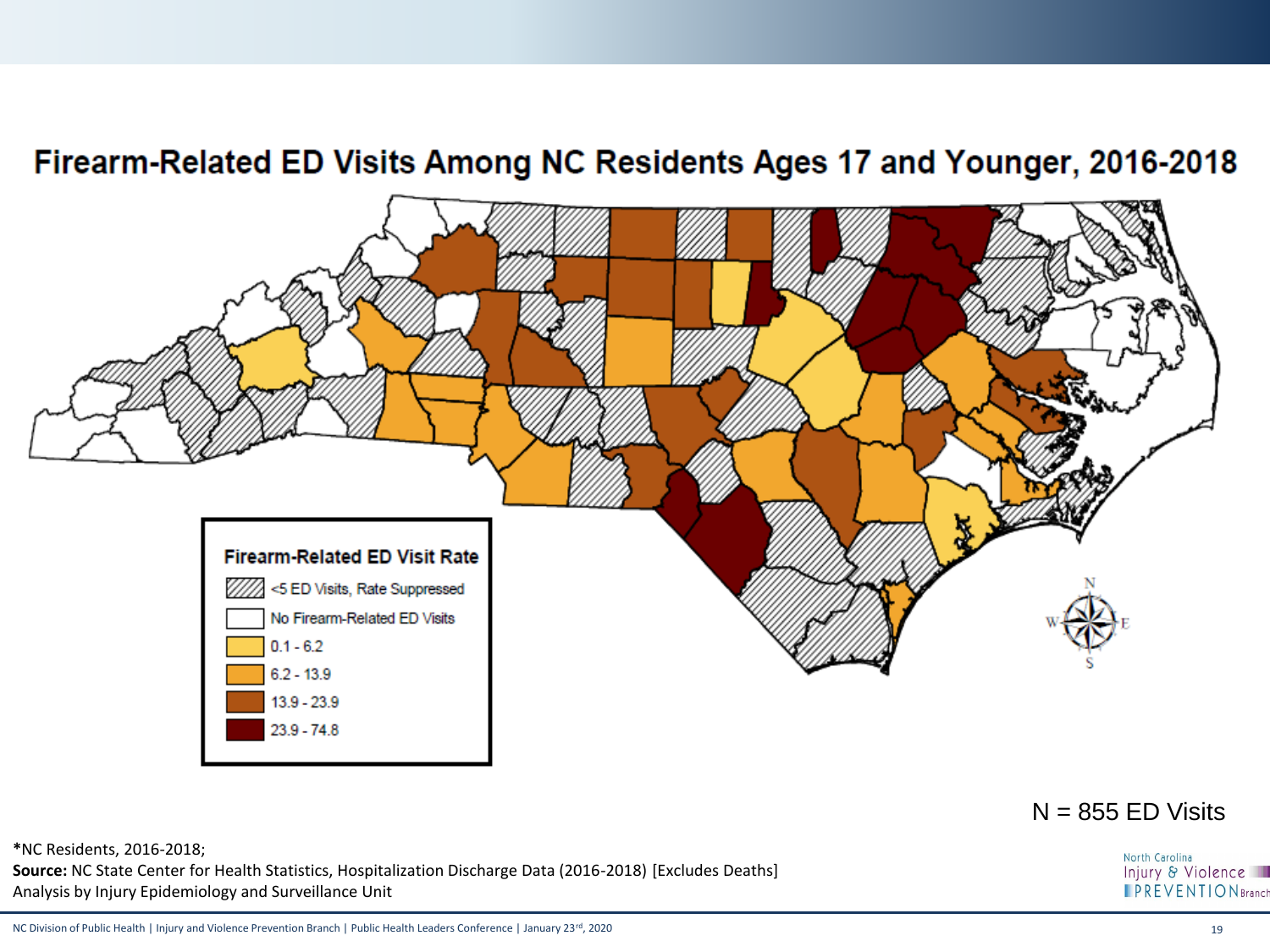# Firearm-Related ED Visits Among NC Residents Ages 17 and Younger, 2016-2018

**Firearm-Related ED Visit Rate**

- <5 ED Visits, Rate Suppressed
- No Firearm-Related ED Visits
- 0.1 - 6.2
- 6.2 - 13.9
- 13.9 - 23.9
- 23.9 - 74.8

N = 855 ED Visits

*NC Residents, 2016-2018;
**Source:** NC State Center for Health Statistics, Hospitalization Discharge Data (2016-2018) [Excludes Deaths]
Analysis by Injury Epidemiology and Surveillance Unit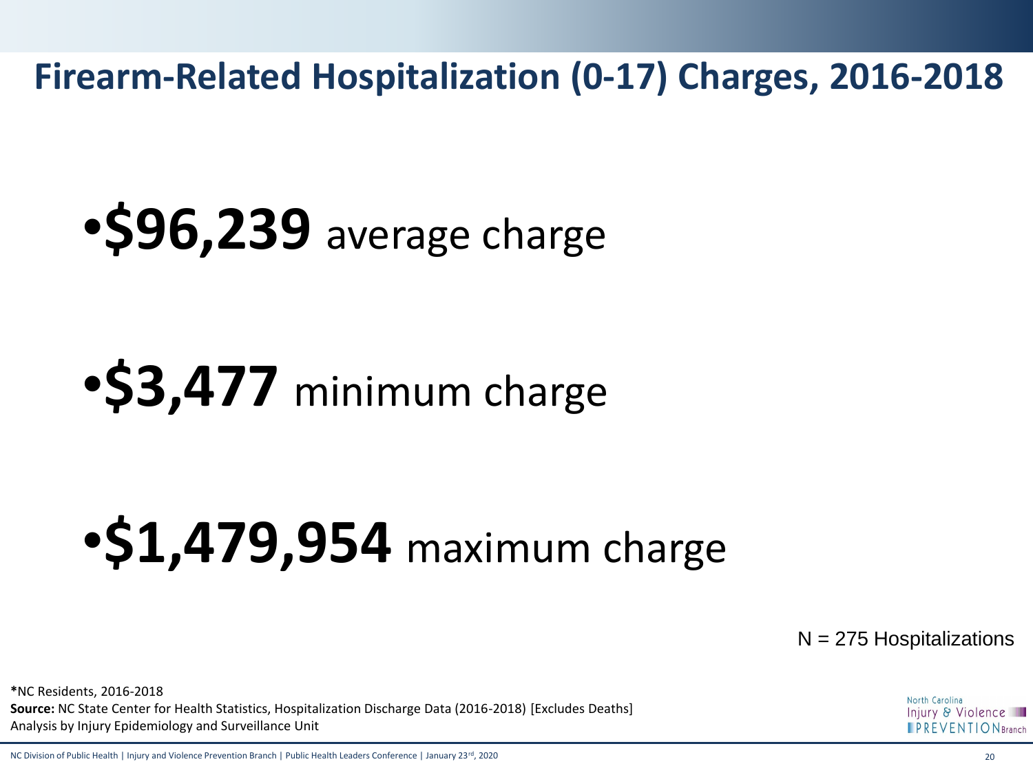# Firearm-Related Hospitalization (0-17) Charges, 2016-2018

- **$96,239** average charge
- **$3,477** minimum charge
- **$1,479,954** maximum charge

N = 275 Hospitalizations

**\***NC Residents, 2016-2018
**Source:** NC State Center for Health Statistics, Hospitalization Discharge Data (2016-2018) [Excludes Deaths]
Analysis by Injury Epidemiology and Surveillance Unit

North Carolina Injury & Violence PREVENTION Branch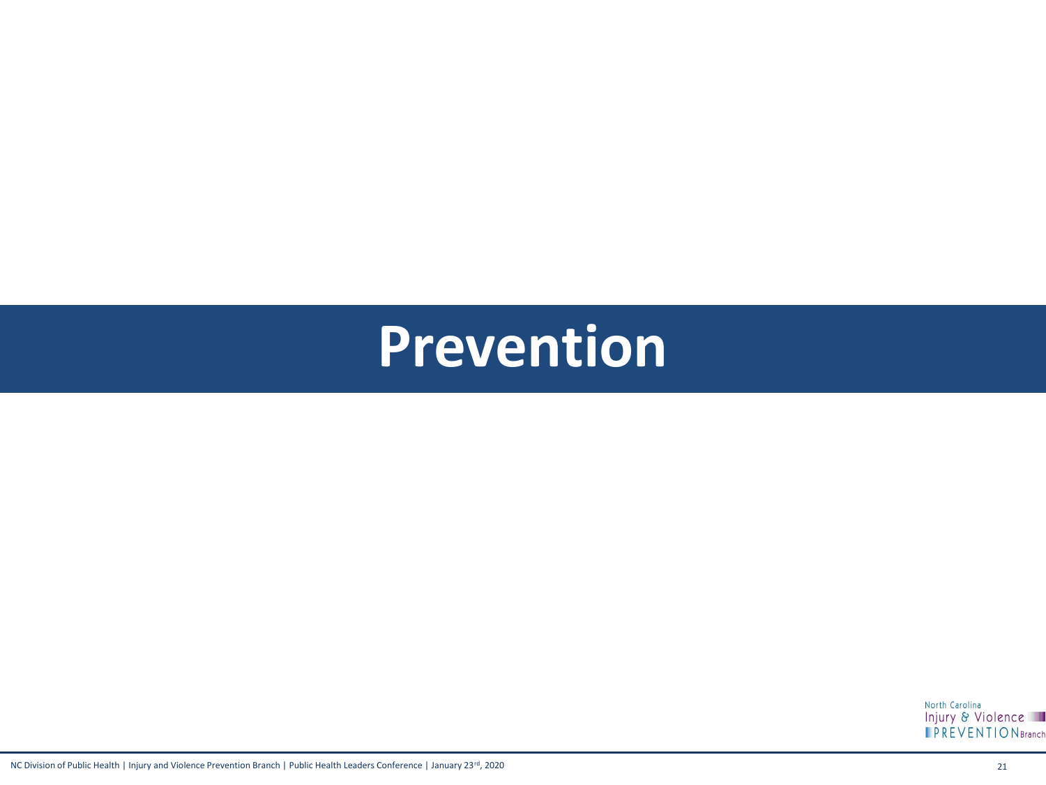# Prevention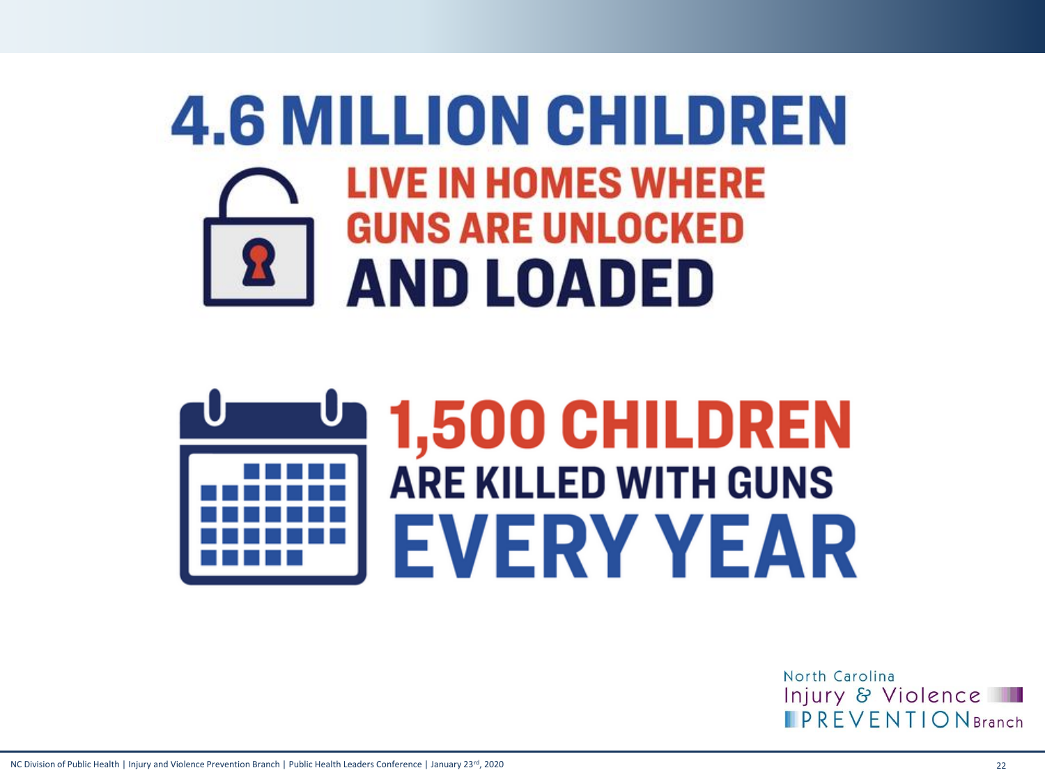# 4.6 MILLION CHILDREN

LIVE IN HOMES WHERE GUNS ARE UNLOCKED **AND LOADED**

# 1,500 CHILDREN

ARE KILLED WITH GUNS **EVERY YEAR**

North Carolina Injury & Violence PREVENTION Branch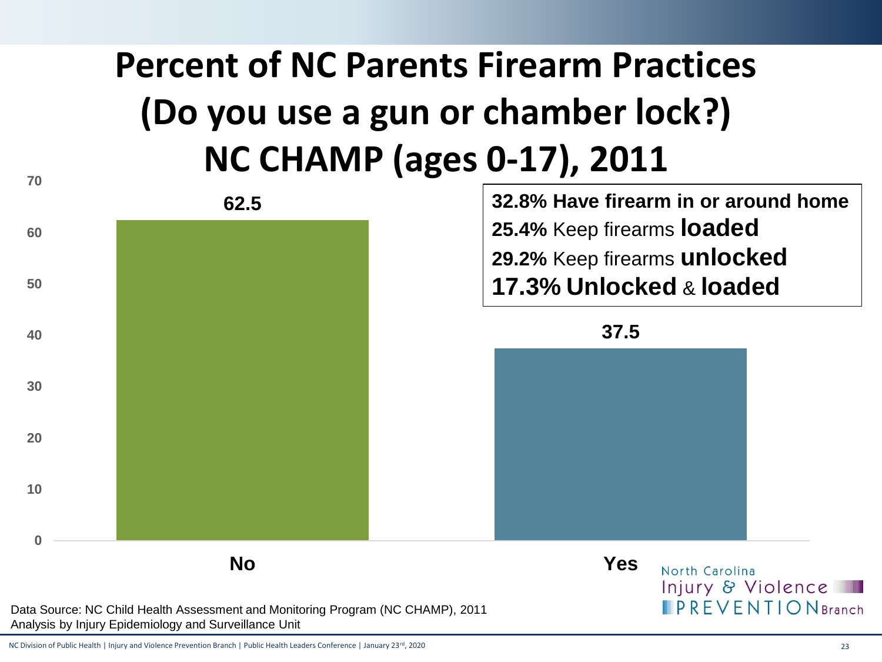# Percent of NC Parents Firearm Practices (Do you use a gun or chamber lock?) NC CHAMP (ages 0-17), 2011

| Response | Percent |
|---|---|
| No | 62.5 |
| Yes | 37.5 |

**32.8% Have firearm in or around home**
**25.4%** Keep firearms **loaded**
**29.2%** Keep firearms **unlocked**
**17.3% Unlocked** & **loaded**

Data Source: NC Child Health Assessment and Monitoring Program (NC CHAMP), 2011
Analysis by Injury Epidemiology and Surveillance Unit

North Carolina Injury & Violence PREVENTION Branch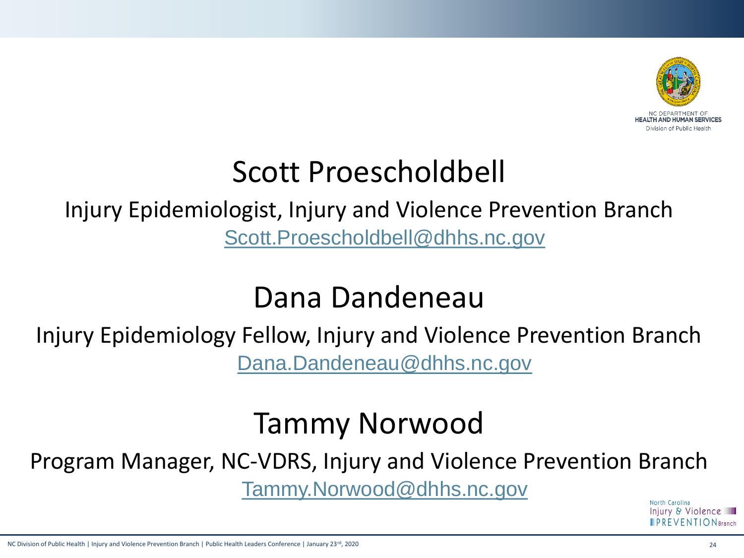## Scott Proescholdbell

Injury Epidemiologist, Injury and Violence Prevention Branch

Scott.Proescholdbell@dhhs.nc.gov

## Dana Dandeneau

Injury Epidemiology Fellow, Injury and Violence Prevention Branch

Dana.Dandeneau@dhhs.nc.gov

## Tammy Norwood

Program Manager, NC-VDRS, Injury and Violence Prevention Branch

Tammy.Norwood@dhhs.nc.gov